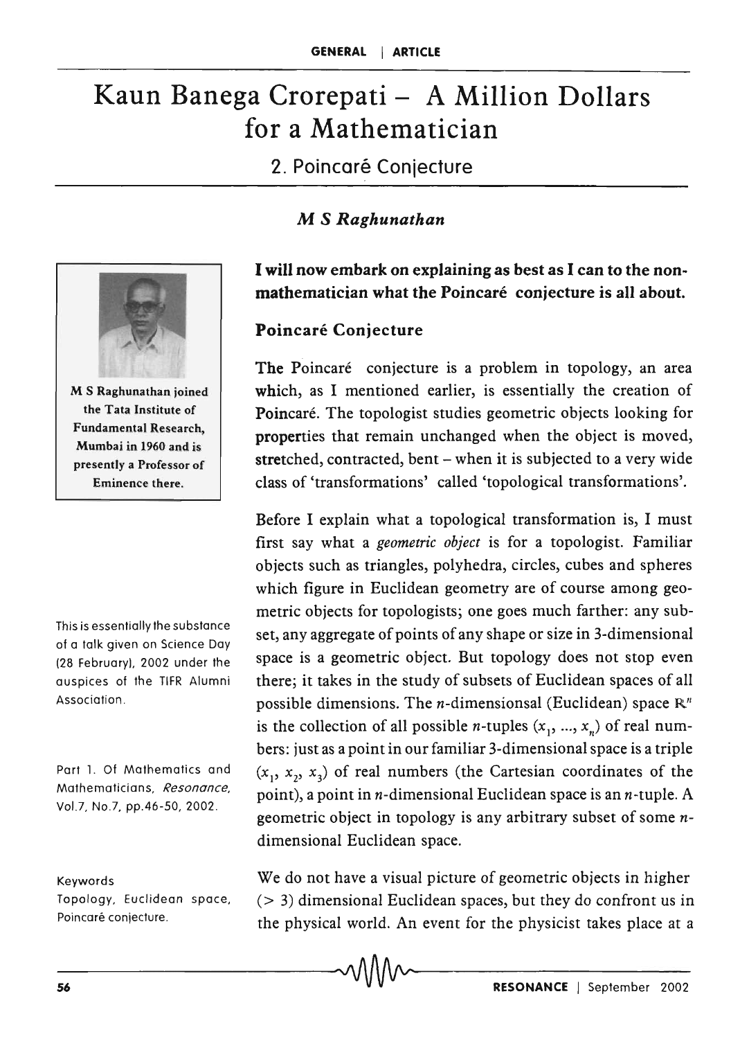# Kaun Banega Crorepati – A Million Dollars for a Mathematician

## 2. Poincaré Conjecture

### *M S Raghunathan*

M S Raghunathan joined the Tata Institute of Fundamental Research, Mumbai in 1960 and is presently a Professor of Eminence there.

**I will now embark on explaining as best as I can to the non-mathematician what the Poincaré conjecture is all about.**

### Poincaré Conjecture

The Poincaré conjecture is a problem in topology, an area which, as I mentioned earlier, is essentially the creation of Poincaré. The topologist studies geometric objects looking for properties that remain unchanged when the object is moved, stretched, contracted, bent – when it is subjected to a very wide class of 'transformations' called 'topological transformations'.

Before I explain what a topological transformation is, I must first say what a *geometric object* is for a topologist. Familiar objects such as triangles, polyhedra, circles, cubes and spheres which figure in Euclidean geometry are of course among geometric objects for topologists; one goes much farther: any subset, any aggregate of points of any shape or size in 3-dimensional space is a geometric object. But topology does not stop even there; it takes in the study of subsets of Euclidean spaces of all possible dimensions. The $n$-dimensionsal (Euclidean) space $\mathbb{R}^n$ is the collection of all possible $n$-tuples $(x_1, ..., x_n)$ of real numbers: just as a point in our familiar 3-dimensional space is a triple $(x_1, x_2, x_3)$ of real numbers (the Cartesian coordinates of the point), a point in $n$-dimensional Euclidean space is an $n$-tuple. A geometric object in topology is any arbitrary subset of some $n$-dimensional Euclidean space.

This is essentially the substance of a talk given on Science Day (28 February), 2002 under the auspices of the TIFR Alumni Association.

Part 1. Of Mathematics and Mathematicians, *Resonance*, Vol.7, No.7, pp.46-50, 2002.

Keywords
Topology, Euclidean space, Poincaré conjecture.

We do not have a visual picture of geometric objects in higher ($> 3$) dimensional Euclidean spaces, but they do confront us in the physical world. An event for the physicist takes place at a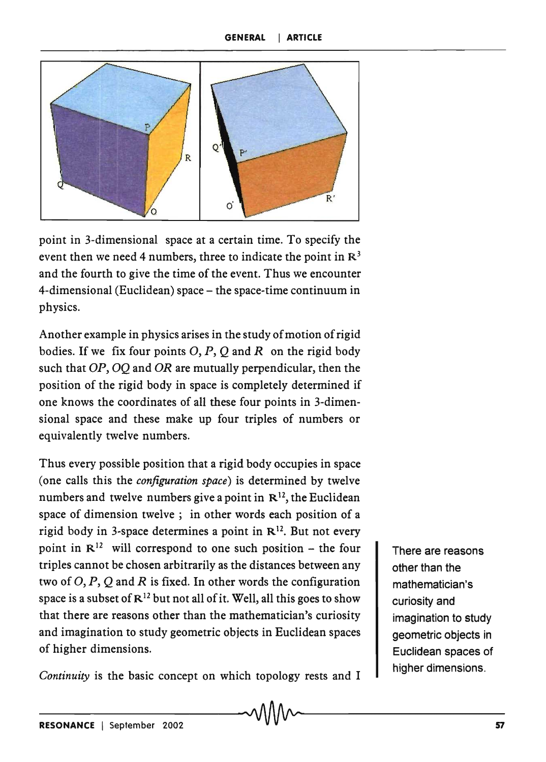point in 3-dimensional space at a certain time. To specify the event then we need 4 numbers, three to indicate the point in $\mathbf{R}^3$ and the fourth to give the time of the event. Thus we encounter 4-dimensional (Euclidean) space – the space-time continuum in physics.

Another example in physics arises in the study of motion of rigid bodies. If we fix four points $O$, $P$, $Q$ and $R$ on the rigid body such that $OP$, $OQ$ and $OR$ are mutually perpendicular, then the position of the rigid body in space is completely determined if one knows the coordinates of all these four points in 3-dimensional space and these make up four triples of numbers or equivalently twelve numbers.

Thus every possible position that a rigid body occupies in space (one calls this the *configuration space*) is determined by twelve numbers and twelve numbers give a point in $\mathbf{R}^{12}$, the Euclidean space of dimension twelve ; in other words each position of a rigid body in 3-space determines a point in $\mathbf{R}^{12}$. But not every point in $\mathbf{R}^{12}$ will correspond to one such position – the four triples cannot be chosen arbitrarily as the distances between any two of $O$, $P$, $Q$ and $R$ is fixed. In other words the configuration space is a subset of $\mathbf{R}^{12}$ but not all of it. Well, all this goes to show that there are reasons other than the mathematician's curiosity and imagination to study geometric objects in Euclidean spaces of higher dimensions.

There are reasons other than the mathematician's curiosity and imagination to study geometric objects in Euclidean spaces of higher dimensions.

*Continuity* is the basic concept on which topology rests and I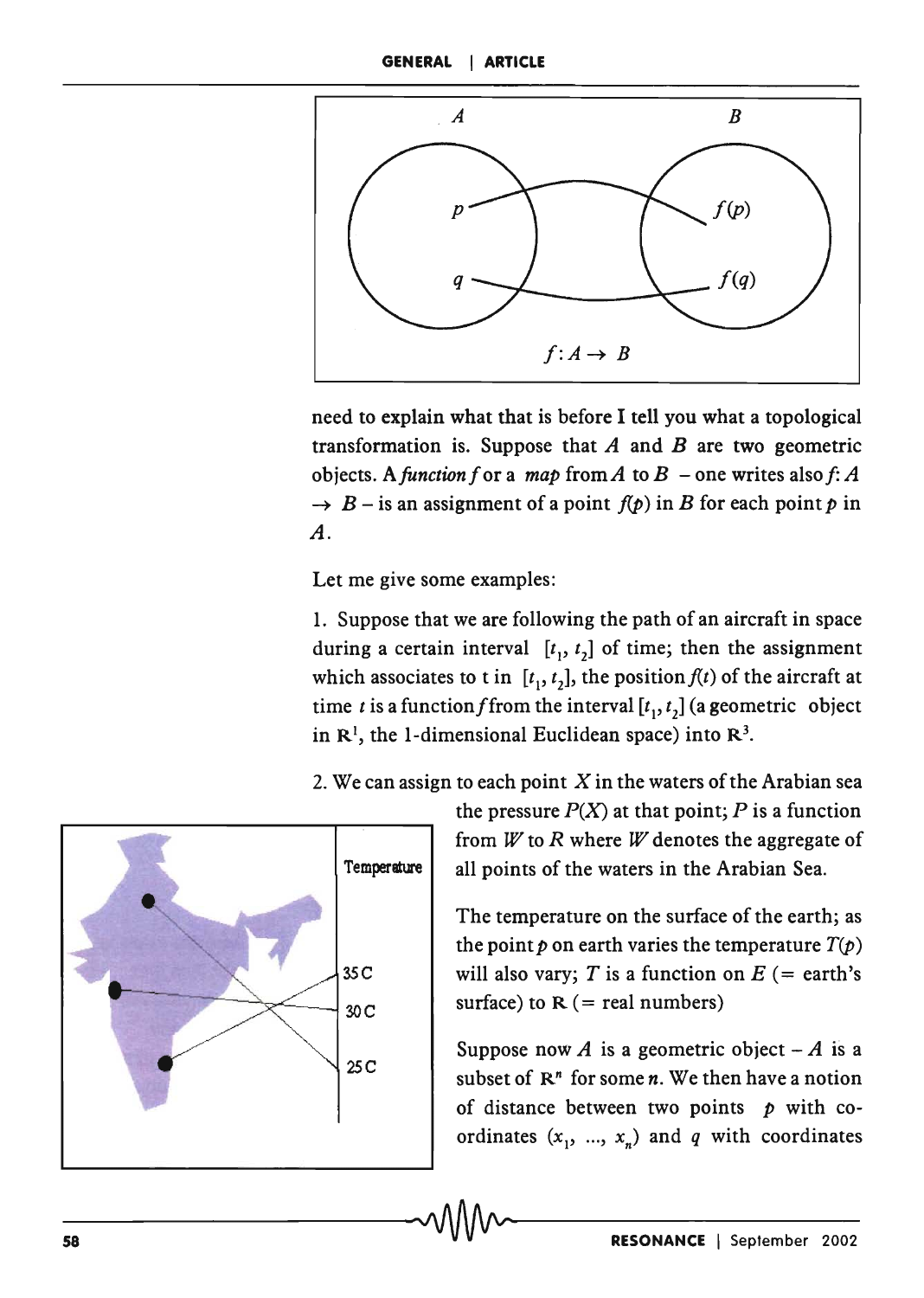need to explain what that is before I tell you what a topological transformation is. Suppose that $A$ and $B$ are two geometric objects. A *function* $f$ or a *map* from $A$ to $B$ – one writes also $f: A \to B$ – is an assignment of a point $f(p)$ in $B$ for each point $p$ in $A$.

Let me give some examples:

1. Suppose that we are following the path of an aircraft in space during a certain interval $[t_1, t_2]$ of time; then the assignment which associates to t in $[t_1, t_2]$, the position $f(t)$ of the aircraft at time $t$ is a function $f$ from the interval $[t_1, t_2]$ (a geometric object in $\mathbf{R}^1$, the 1-dimensional Euclidean space) into $\mathbf{R}^3$.

2. We can assign to each point $X$ in the waters of the Arabian sea the pressure $P(X)$ at that point; $P$ is a function from $W$ to $R$ where $W$ denotes the aggregate of all points of the waters in the Arabian Sea.

The temperature on the surface of the earth; as the point $p$ on earth varies the temperature $T(p)$ will also vary; $T$ is a function on $E$ (= earth's surface) to $\mathbf{R}$ (= real numbers)

Suppose now $A$ is a geometric object – $A$ is a subset of $\mathbf{R}^n$ for some $n$. We then have a notion of distance between two points $p$ with co-ordinates $(x_1, ..., x_n)$ and $q$ with coordinates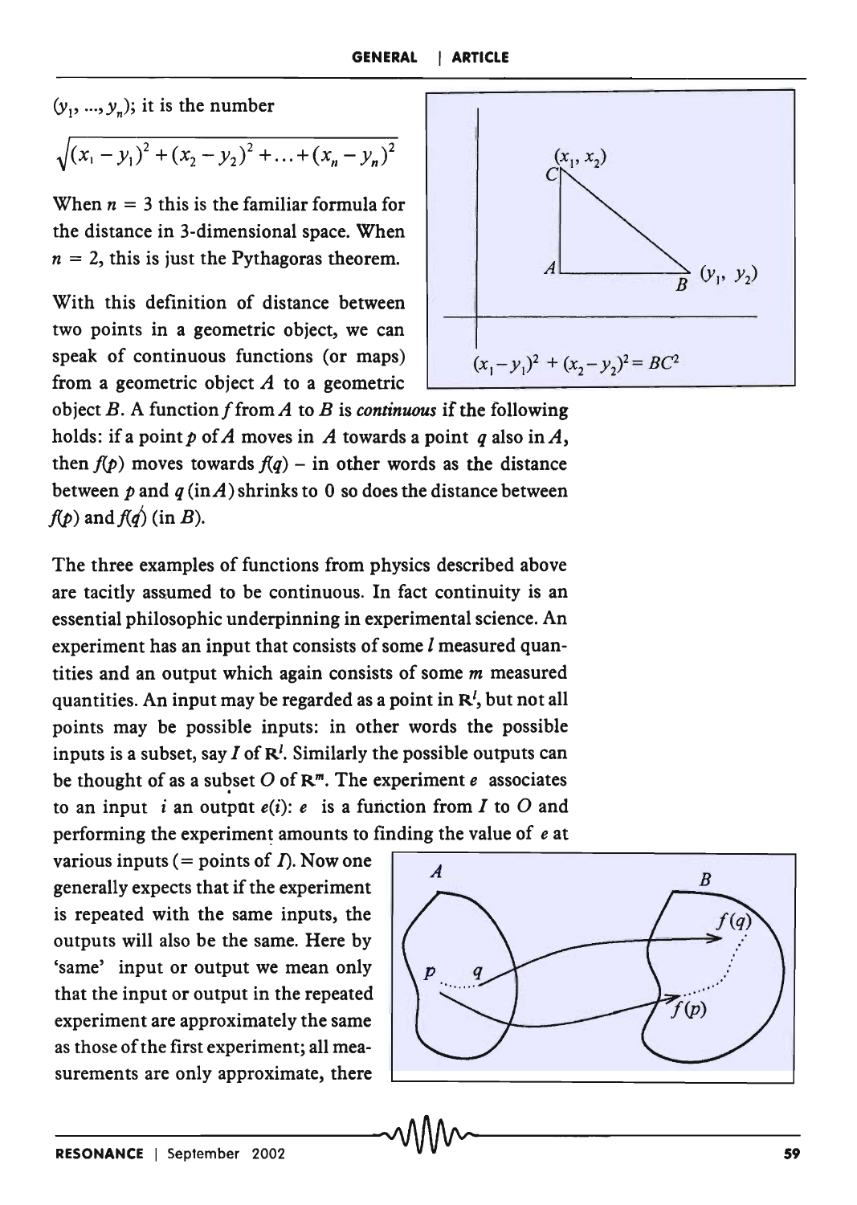$(y_1, ..., y_n)$; it is the number

$$\sqrt{(x_1 - y_1)^2 + (x_2 - y_2)^2 + \ldots + (x_n - y_n)^2}$$

When $n = 3$ this is the familiar formula for the distance in 3-dimensional space. When $n = 2$, this is just the Pythagoras theorem.

$(x_1 - y_1)^2 + (x_2 - y_2)^2 = BC^2$

With this definition of distance between two points in a geometric object, we can speak of continuous functions (or maps) from a geometric object $A$ to a geometric object $B$. A function $f$ from $A$ to $B$ is *continuous* if the following holds: if a point $p$ of $A$ moves in $A$ towards a point $q$ also in $A$, then $f(p)$ moves towards $f(q)$ – in other words as the distance between $p$ and $q$ (in $A$) shrinks to 0 so does the distance between $f(p)$ and $f(q)$ (in $B$).

The three examples of functions from physics described above are tacitly assumed to be continuous. In fact continuity is an essential philosophic underpinning in experimental science. An experiment has an input that consists of some $l$ measured quantities and an output which again consists of some $m$ measured quantities. An input may be regarded as a point in $\mathbf{R}^l$, but not all points may be possible inputs: in other words the possible inputs is a subset, say $I$ of $\mathbf{R}^l$. Similarly the possible outputs can be thought of as a subset $O$ of $\mathbf{R}^m$. The experiment $e$ associates to an input $i$ an output $e(i)$: $e$ is a function from $I$ to $O$ and performing the experiment amounts to finding the value of $e$ at various inputs (= points of $I$). Now one generally expects that if the experiment is repeated with the same inputs, the outputs will also be the same. Here by 'same' input or output we mean only that the input or output in the repeated experiment are approximately the same as those of the first experiment; all measurements are only approximate, there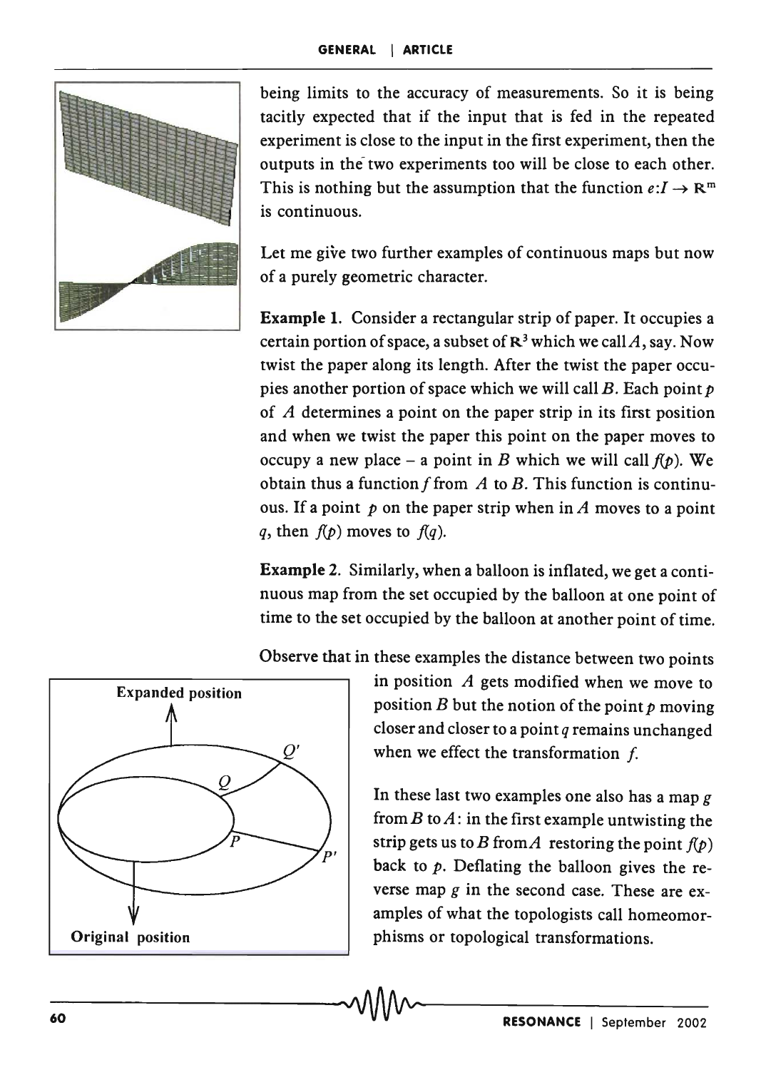being limits to the accuracy of measurements. So it is being tacitly expected that if the input that is fed in the repeated experiment is close to the input in the first experiment, then the outputs in the two experiments too will be close to each other. This is nothing but the assumption that the function $e:I \rightarrow \mathbf{R}^m$ is continuous.

Let me give two further examples of continuous maps but now of a purely geometric character.

**Example 1.** Consider a rectangular strip of paper. It occupies a certain portion of space, a subset of $\mathbf{R}^3$ which we call $A$, say. Now twist the paper along its length. After the twist the paper occupies another portion of space which we will call $B$. Each point $p$ of $A$ determines a point on the paper strip in its first position and when we twist the paper this point on the paper moves to occupy a new place – a point in $B$ which we will call $f(p)$. We obtain thus a function $f$ from $A$ to $B$. This function is continuous. If a point $p$ on the paper strip when in $A$ moves to a point $q$, then $f(p)$ moves to $f(q)$.

**Example 2.** Similarly, when a balloon is inflated, we get a continuous map from the set occupied by the balloon at one point of time to the set occupied by the balloon at another point of time.

Observe that in these examples the distance between two points in position $A$ gets modified when we move to position $B$ but the notion of the point $p$ moving closer and closer to a point $q$ remains unchanged when we effect the transformation $f$.

In these last two examples one also has a map $g$ from $B$ to $A$: in the first example untwisting the strip gets us to $B$ from $A$ restoring the point $f(p)$ back to $p$. Deflating the balloon gives the reverse map $g$ in the second case. These are examples of what the topologists call homeomorphisms or topological transformations.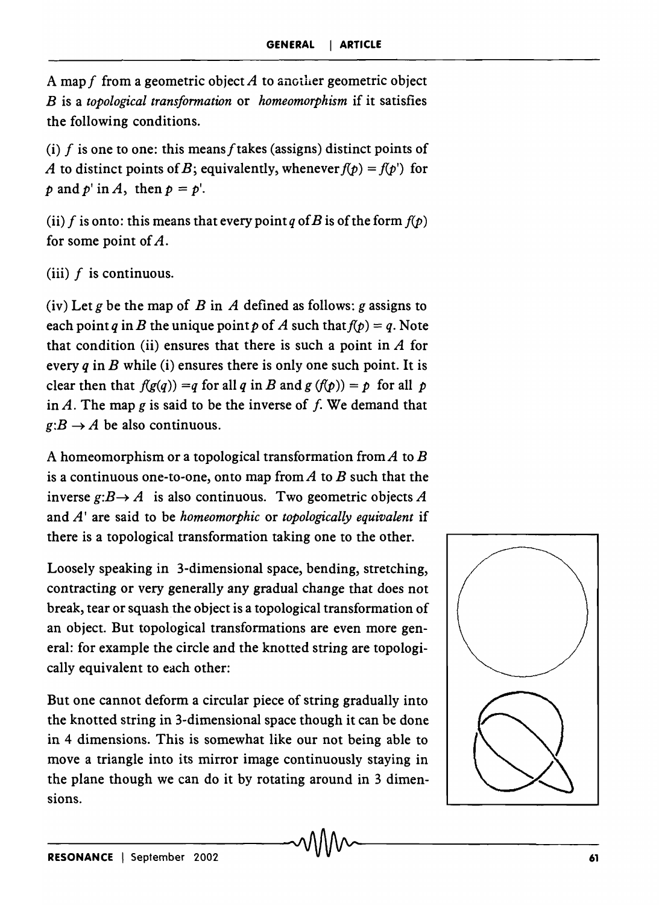A map $f$ from a geometric object $A$ to another geometric object $B$ is a *topological transformation* or *homeomorphism* if it satisfies the following conditions.

(i) $f$ is one to one: this means $f$ takes (assigns) distinct points of $A$ to distinct points of $B$; equivalently, whenever $f(p) = f(p')$ for $p$ and $p'$ in $A$, then $p = p'$.

(ii) $f$ is onto: this means that every point $q$ of $B$ is of the form $f(p)$ for some point of $A$.

(iii) $f$ is continuous.

(iv) Let $g$ be the map of $B$ in $A$ defined as follows: $g$ assigns to each point $q$ in $B$ the unique point $p$ of $A$ such that $f(p) = q$. Note that condition (ii) ensures that there is such a point in $A$ for every $q$ in $B$ while (i) ensures there is only one such point. It is clear then that $f(g(q)) = q$ for all $q$ in $B$ and $g(f(p)) = p$ for all $p$ in $A$. The map $g$ is said to be the inverse of $f$. We demand that $g: B \to A$ be also continuous.

A homeomorphism or a topological transformation from $A$ to $B$ is a continuous one-to-one, onto map from $A$ to $B$ such that the inverse $g: B \to A$ is also continuous. Two geometric objects $A$ and $A'$ are said to be *homeomorphic* or *topologically equivalent* if there is a topological transformation taking one to the other.

Loosely speaking in 3-dimensional space, bending, stretching, contracting or very generally any gradual change that does not break, tear or squash the object is a topological transformation of an object. But topological transformations are even more general: for example the circle and the knotted string are topologically equivalent to each other:

But one cannot deform a circular piece of string gradually into the knotted string in 3-dimensional space though it can be done in 4 dimensions. This is somewhat like our not being able to move a triangle into its mirror image continuously staying in the plane though we can do it by rotating around in 3 dimensions.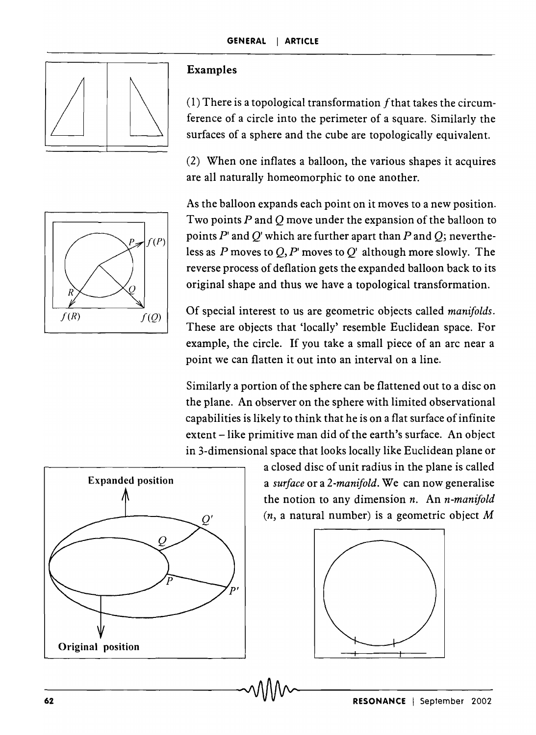## Examples

(1) There is a topological transformation $f$ that takes the circumference of a circle into the perimeter of a square. Similarly the surfaces of a sphere and the cube are topologically equivalent.

(2) When one inflates a balloon, the various shapes it acquires are all naturally homeomorphic to one another.

As the balloon expands each point on it moves to a new position. Two points $P$ and $Q$ move under the expansion of the balloon to points $P'$ and $Q'$ which are further apart than $P$ and $Q$; nevertheless as $P$ moves to $Q$, $P'$ moves to $Q'$ although more slowly. The reverse process of deflation gets the expanded balloon back to its original shape and thus we have a topological transformation.

Of special interest to us are geometric objects called *manifolds*. These are objects that 'locally' resemble Euclidean space. For example, the circle. If you take a small piece of an arc near a point we can flatten it out into an interval on a line.

Similarly a portion of the sphere can be flattened out to a disc on the plane. An observer on the sphere with limited observational capabilities is likely to think that he is on a flat surface of infinite extent – like primitive man did of the earth's surface. An object in 3-dimensional space that looks locally like Euclidean plane or a closed disc of unit radius in the plane is called a *surface* or a *2-manifold*. We can now generalise the notion to any dimension $n$. An *n-manifold* ($n$, a natural number) is a geometric object $M$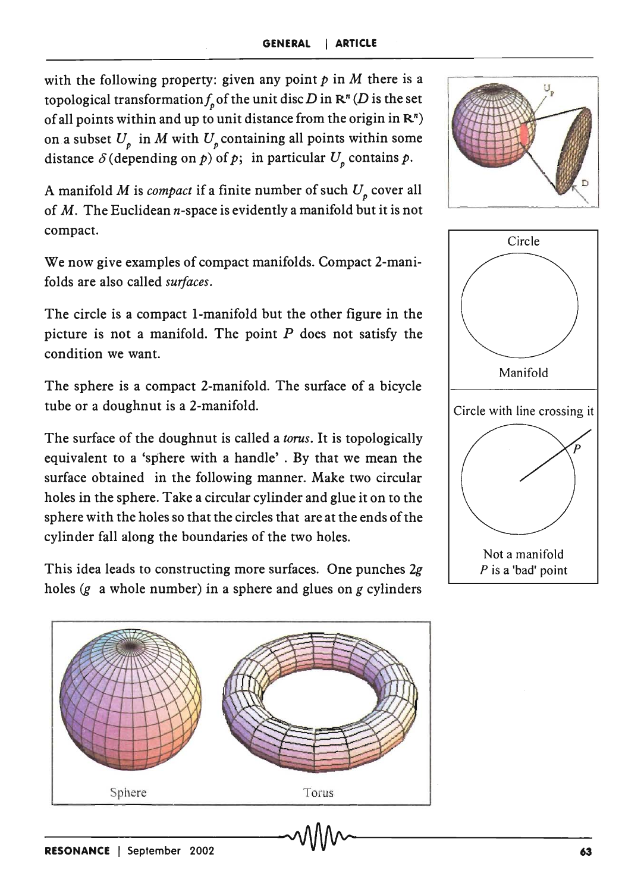with the following property: given any point $p$ in $M$ there is a topological transformation $f_p$ of the unit disc $D$ in $\mathbf{R}^n$ ($D$ is the set of all points within and up to unit distance from the origin in $\mathbf{R}^n$) on a subset $U_p$ in $M$ with $U_p$ containing all points within some distance $\delta$ (depending on $p$) of $p$; in particular $U_p$ contains $p$.

A manifold $M$ is *compact* if a finite number of such $U_p$ cover all of $M$. The Euclidean $n$-space is evidently a manifold but it is not compact.

We now give examples of compact manifolds. Compact 2-manifolds are also called *surfaces*.

The circle is a compact 1-manifold but the other figure in the picture is not a manifold. The point $P$ does not satisfy the condition we want.

Circle

Manifold

Circle with line crossing it

Not a manifold
$P$ is a 'bad' point

The sphere is a compact 2-manifold. The surface of a bicycle tube or a doughnut is a 2-manifold.

The surface of the doughnut is called a *torus*. It is topologically equivalent to a 'sphere with a handle'. By that we mean the surface obtained in the following manner. Make two circular holes in the sphere. Take a circular cylinder and glue it on to the sphere with the holes so that the circles that are at the ends of the cylinder fall along the boundaries of the two holes.

This idea leads to constructing more surfaces. One punches $2g$ holes ($g$ a whole number) in a sphere and glues on $g$ cylinders

Sphere Torus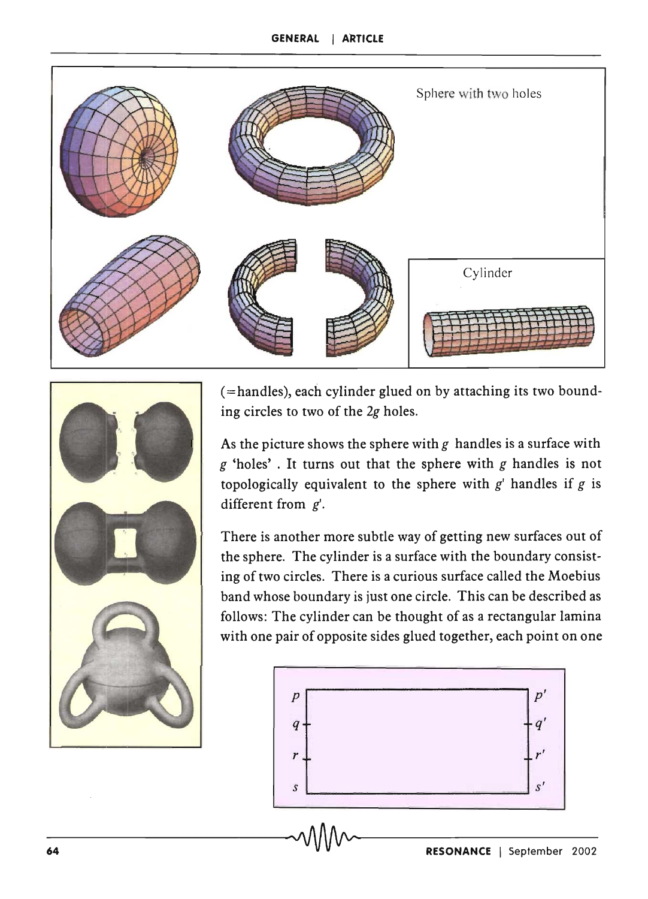Sphere with two holes

Cylinder

(=handles), each cylinder glued on by attaching its two bounding circles to two of the $2g$ holes.

As the picture shows the sphere with $g$ handles is a surface with $g$ 'holes' . It turns out that the sphere with $g$ handles is not topologically equivalent to the sphere with $g'$ handles if $g$ is different from $g'$.

There is another more subtle way of getting new surfaces out of the sphere. The cylinder is a surface with the boundary consisting of two circles. There is a curious surface called the Moebius band whose boundary is just one circle. This can be described as follows: The cylinder can be thought of as a rectangular lamina with one pair of opposite sides glued together, each point on one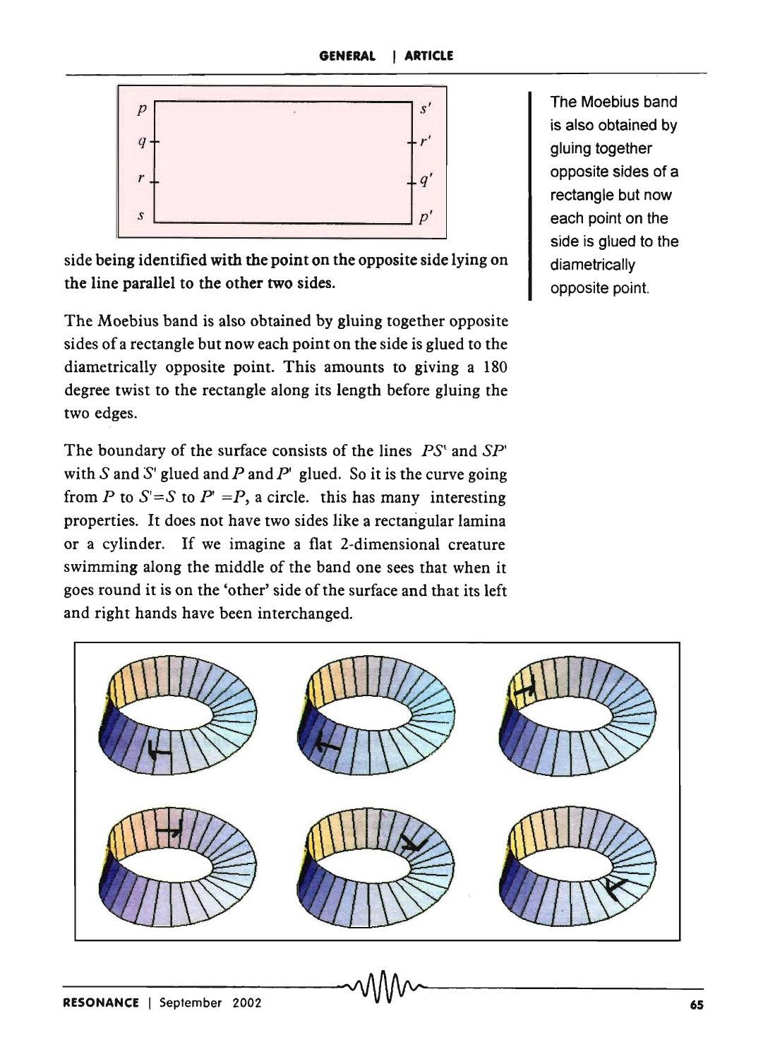side being identified with the point on the opposite side lying on the line parallel to the other two sides.

The Moebius band is also obtained by gluing together opposite sides of a rectangle but now each point on the side is glued to the diametrically opposite point. This amounts to giving a 180 degree twist to the rectangle along its length before gluing the two edges.

The boundary of the surface consists of the lines $PS'$ and $SP'$ with $S$ and $S'$ glued and $P$ and $P'$ glued. So it is the curve going from $P$ to $S'=S$ to $P'=P$, a circle. this has many interesting properties. It does not have two sides like a rectangular lamina or a cylinder. If we imagine a flat 2-dimensional creature swimming along the middle of the band one sees that when it goes round it is on the 'other' side of the surface and that its left and right hands have been interchanged.

The Moebius band is also obtained by gluing together opposite sides of a rectangle but now each point on the side is glued to the diametrically opposite point.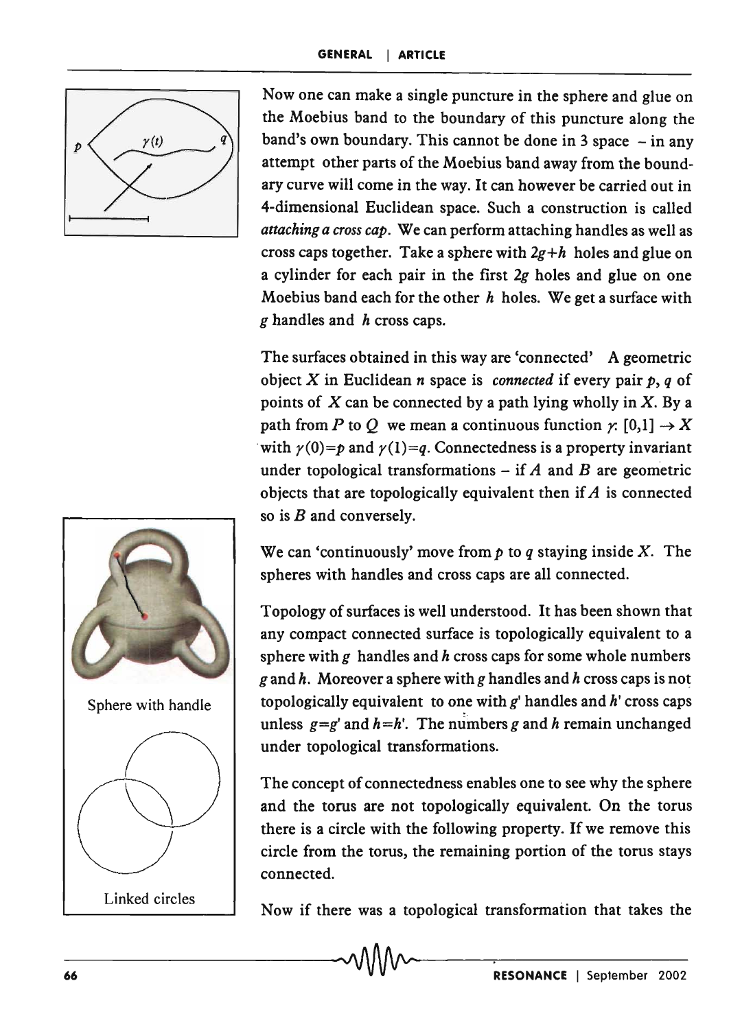Now one can make a single puncture in the sphere and glue on the Moebius band to the boundary of this puncture along the band's own boundary. This cannot be done in 3 space – in any attempt other parts of the Moebius band away from the boundary curve will come in the way. It can however be carried out in 4-dimensional Euclidean space. Such a construction is called *attaching a cross cap*. We can perform attaching handles as well as cross caps together. Take a sphere with $2g+h$ holes and glue on a cylinder for each pair in the first $2g$ holes and glue on one Moebius band each for the other $h$ holes. We get a surface with $g$ handles and $h$ cross caps.

The surfaces obtained in this way are 'connected' A geometric object $X$ in Euclidean $n$ space is *connected* if every pair $p$, $q$ of points of $X$ can be connected by a path lying wholly in $X$. By a path from $P$ to $Q$ we mean a continuous function $\gamma$: $[0,1] \to X$ with $\gamma(0)=p$ and $\gamma(1)=q$. Connectedness is a property invariant under topological transformations – if $A$ and $B$ are geometric objects that are topologically equivalent then if $A$ is connected so is $B$ and conversely.

We can 'continuously' move from $p$ to $q$ staying inside $X$. The spheres with handles and cross caps are all connected.

Topology of surfaces is well understood. It has been shown that any compact connected surface is topologically equivalent to a sphere with $g$ handles and $h$ cross caps for some whole numbers $g$ and $h$. Moreover a sphere with $g$ handles and $h$ cross caps is not topologically equivalent to one with $g'$ handles and $h'$ cross caps unless $g=g'$ and $h=h'$. The numbers $g$ and $h$ remain unchanged under topological transformations.

The concept of connectedness enables one to see why the sphere and the torus are not topologically equivalent. On the torus there is a circle with the following property. If we remove this circle from the torus, the remaining portion of the torus stays connected.

Now if there was a topological transformation that takes the

Sphere with handle

Linked circles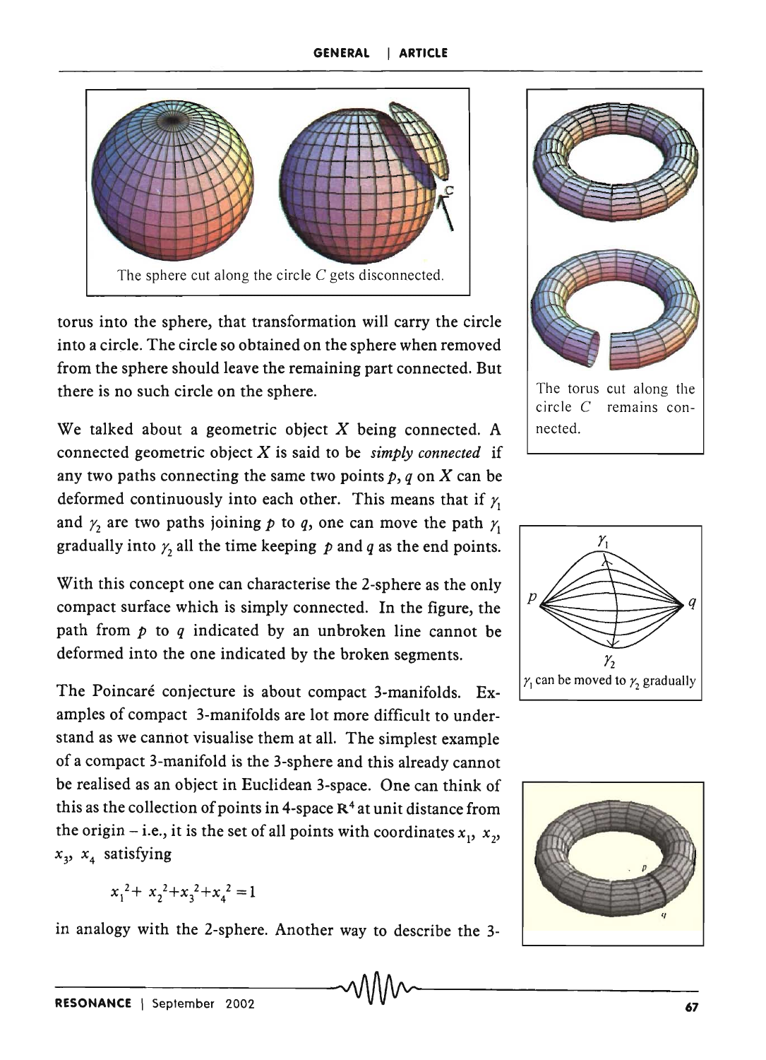The sphere cut along the circle $C$ gets disconnected.

torus into the sphere, that transformation will carry the circle into a circle. The circle so obtained on the sphere when removed from the sphere should leave the remaining part connected. But there is no such circle on the sphere.

The torus cut along the circle $C$ remains connected.

We talked about a geometric object $X$ being connected. A connected geometric object $X$ is said to be *simply connected* if any two paths connecting the same two points $p$, $q$ on $X$ can be deformed continuously into each other. This means that if $\gamma_1$ and $\gamma_2$ are two paths joining $p$ to $q$, one can move the path $\gamma_1$ gradually into $\gamma_2$ all the time keeping $p$ and $q$ as the end points.

$\gamma_1$ can be moved to $\gamma_2$ gradually

With this concept one can characterise the 2-sphere as the only compact surface which is simply connected. In the figure, the path from $p$ to $q$ indicated by an unbroken line cannot be deformed into the one indicated by the broken segments.

The Poincaré conjecture is about compact 3-manifolds. Examples of compact 3-manifolds are lot more difficult to understand as we cannot visualise them at all. The simplest example of a compact 3-manifold is the 3-sphere and this already cannot be realised as an object in Euclidean 3-space. One can think of this as the collection of points in 4-space $\mathbf{R}^4$ at unit distance from the origin – i.e., it is the set of all points with coordinates $x_1$, $x_2$, $x_3$, $x_4$ satisfying

$$x_1^2 + x_2^2 + x_3^2 + x_4^2 = 1$$

in analogy with the 2-sphere. Another way to describe the 3-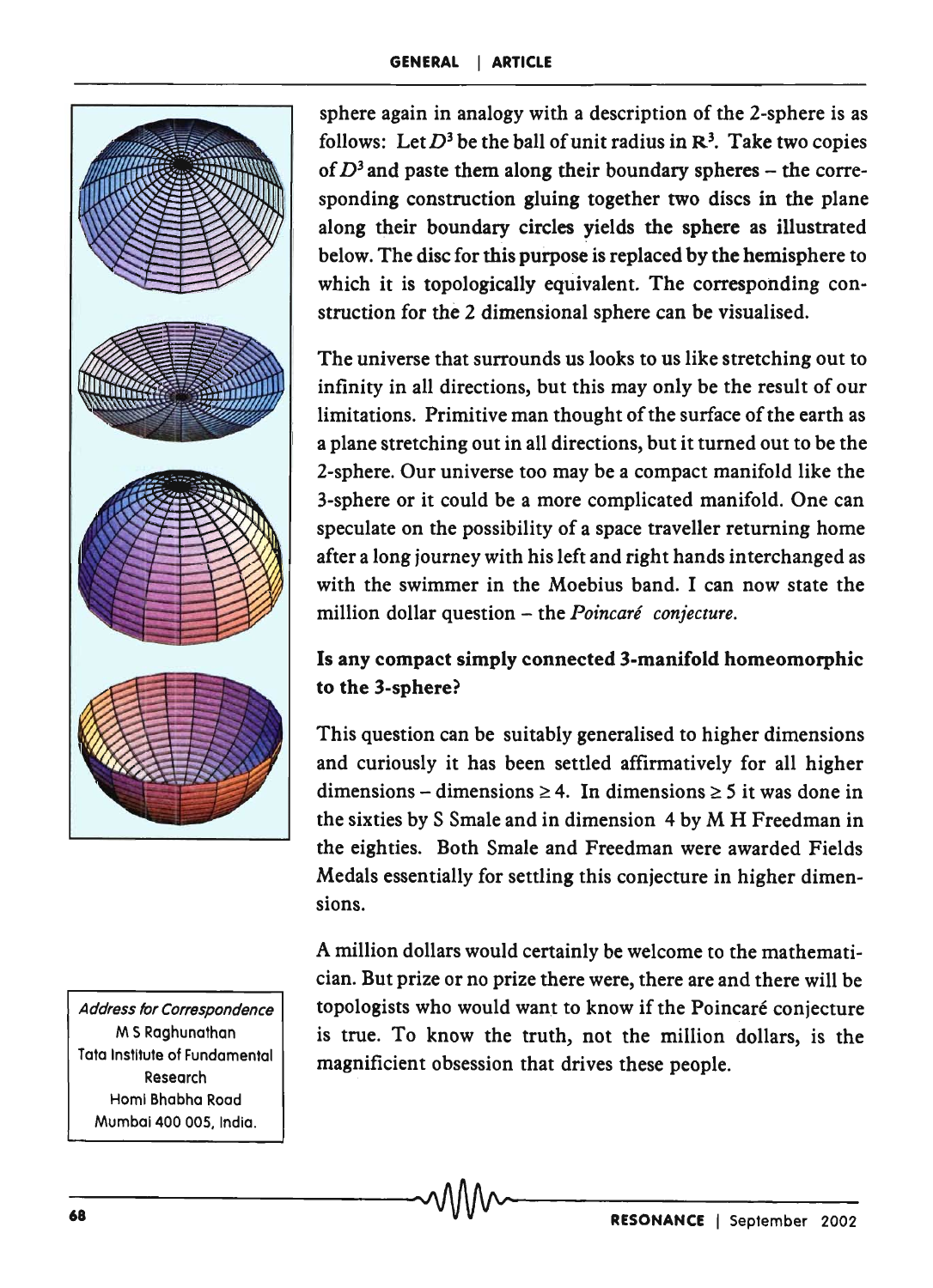sphere again in analogy with a description of the 2-sphere is as follows: Let $D^3$ be the ball of unit radius in $\mathbf{R}^3$. Take two copies of $D^3$ and paste them along their boundary spheres – the corresponding construction gluing together two discs in the plane along their boundary circles yields the sphere as illustrated below. The disc for this purpose is replaced by the hemisphere to which it is topologically equivalent. The corresponding construction for the 2 dimensional sphere can be visualised.

The universe that surrounds us looks to us like stretching out to infinity in all directions, but this may only be the result of our limitations. Primitive man thought of the surface of the earth as a plane stretching out in all directions, but it turned out to be the 2-sphere. Our universe too may be a compact manifold like the 3-sphere or it could be a more complicated manifold. One can speculate on the possibility of a space traveller returning home after a long journey with his left and right hands interchanged as with the swimmer in the Moebius band. I can now state the million dollar question – the *Poincaré conjecture.*

**Is any compact simply connected 3-manifold homeomorphic to the 3-sphere?**

This question can be suitably generalised to higher dimensions and curiously it has been settled affirmatively for all higher dimensions – dimensions $\geq 4$. In dimensions $\geq 5$ it was done in the sixties by S Smale and in dimension 4 by M H Freedman in the eighties. Both Smale and Freedman were awarded Fields Medals essentially for settling this conjecture in higher dimensions.

A million dollars would certainly be welcome to the mathematician. But prize or no prize there were, there are and there will be topologists who would want to know if the Poincaré conjecture is true. To know the truth, not the million dollars, is the magnificient obsession that drives these people.

*Address for Correspondence*
M S Raghunathan
Tata Institute of Fundamental Research
Homi Bhabha Road
Mumbai 400 005, India.